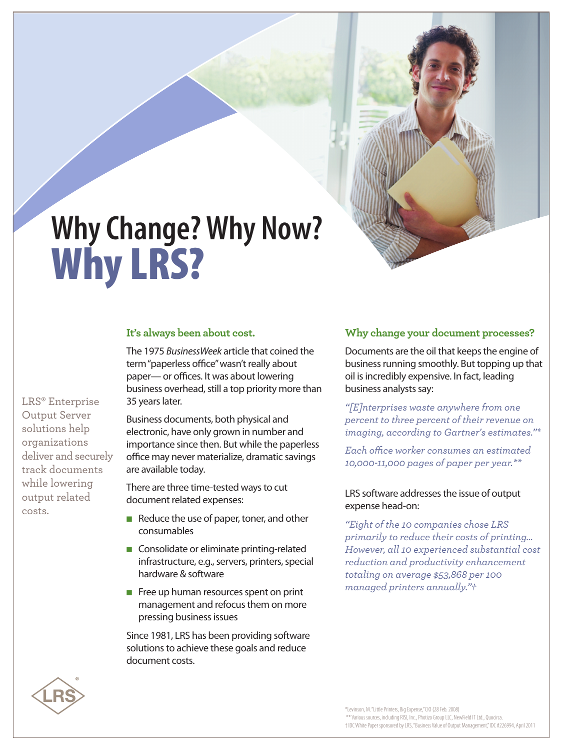# Why Change? Why Now? Why LRS?

LRS® Enterprise Output Server solutions help organizations deliver and securely track documents while lowering output related costs.

### It's always been about cost.

The 1975 *BusinessWeek* article that coined the term "paperless office" wasn't really about paper— or offices. It was about lowering business overhead, still a top priority more than 35 years later.

Business documents, both physical and electronic, have only grown in number and importance since then. But while the paperless office may never materialize, dramatic savings are available today.

There are three time-tested ways to cut document related expenses:

- Reduce the use of paper, toner, and other consumables
- Consolidate or eliminate printing-related infrastructure, e.g., servers, printers, special hardware & software
- Free up human resources spent on print management and refocus them on more pressing business issues

Since 1981, LRS has been providing software solutions to achieve these goals and reduce document costs.

### Why change your document processes?

Documents are the oil that keeps the engine of business running smoothly. But topping up that oil is incredibly expensive. In fact, leading business analysts say:

*"[E]nterprises waste anywhere from one percent to three percent of their revenue on imaging, according to Gartner's estimates."**

*Each office worker consumes an estimated 10,000-11,000 pages of paper per year.***

LRS software addresses the issue of output expense head-on:

*"Eight of the 10 companies chose LRS primarily to reduce their costs of printing... However, all 10 experienced substantial cost reduction and productivity enhancement totaling on average $53,868 per 100 managed printers annually."†*

*Levinson, M. "Little Printers, Big Expense," CIO (28 Feb. 2008)
** Various sources, including RISI, Inc., Photizo Group LLC, NewField IT Ltd., Quocirca.
† IDC White Paper sponsored by LRS, "Business Value of Output Management," IDC #226994, April 2011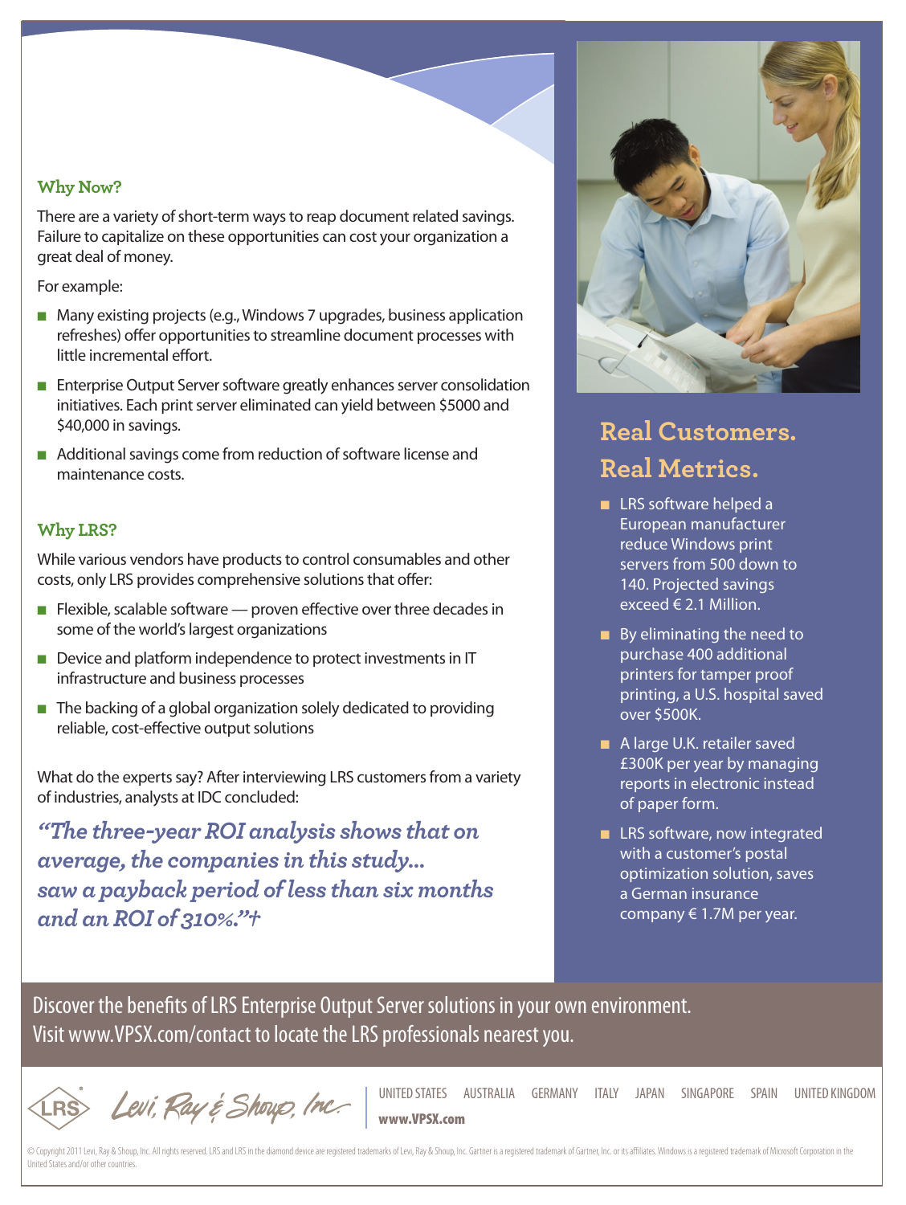## Why Now?

There are a variety of short-term ways to reap document related savings. Failure to capitalize on these opportunities can cost your organization a great deal of money.

For example:

- Many existing projects (e.g., Windows 7 upgrades, business application refreshes) offer opportunities to streamline document processes with little incremental effort.
- Enterprise Output Server software greatly enhances server consolidation initiatives. Each print server eliminated can yield between $5000 and $40,000 in savings.
- Additional savings come from reduction of software license and maintenance costs.

## Why LRS?

While various vendors have products to control consumables and other costs, only LRS provides comprehensive solutions that offer:

- Flexible, scalable software — proven effective over three decades in some of the world's largest organizations
- Device and platform independence to protect investments in IT infrastructure and business processes
- The backing of a global organization solely dedicated to providing reliable, cost-effective output solutions

What do the experts say? After interviewing LRS customers from a variety of industries, analysts at IDC concluded:

*"The three-year ROI analysis shows that on average, the companies in this study... saw a payback period of less than six months and an ROI of 310%."†*

## Real Customers. Real Metrics.

- LRS software helped a European manufacturer reduce Windows print servers from 500 down to 140. Projected savings exceed € 2.1 Million.
- By eliminating the need to purchase 400 additional printers for tamper proof printing, a U.S. hospital saved over $500K.
- A large U.K. retailer saved £300K per year by managing reports in electronic instead of paper form.
- LRS software, now integrated with a customer's postal optimization solution, saves a German insurance company € 1.7M per year.

Discover the benefits of LRS Enterprise Output Server solutions in your own environment. Visit www.VPSX.com/contact to locate the LRS professionals nearest you.

LRS® Levi, Ray & Shoup, Inc.

UNITED STATES AUSTRALIA GERMANY ITALY JAPAN SINGAPORE SPAIN UNITED KINGDOM

www.VPSX.com

© Copyright 2011 Levi, Ray & Shoup, Inc. All rights reserved. LRS and LRS in the diamond device are registered trademarks of Levi, Ray & Shoup, Inc. Gartner is a registered trademark of Gartner, Inc. or its affiliates. Windows is a registered trademark of Microsoft Corporation in the United States and/or other countries.